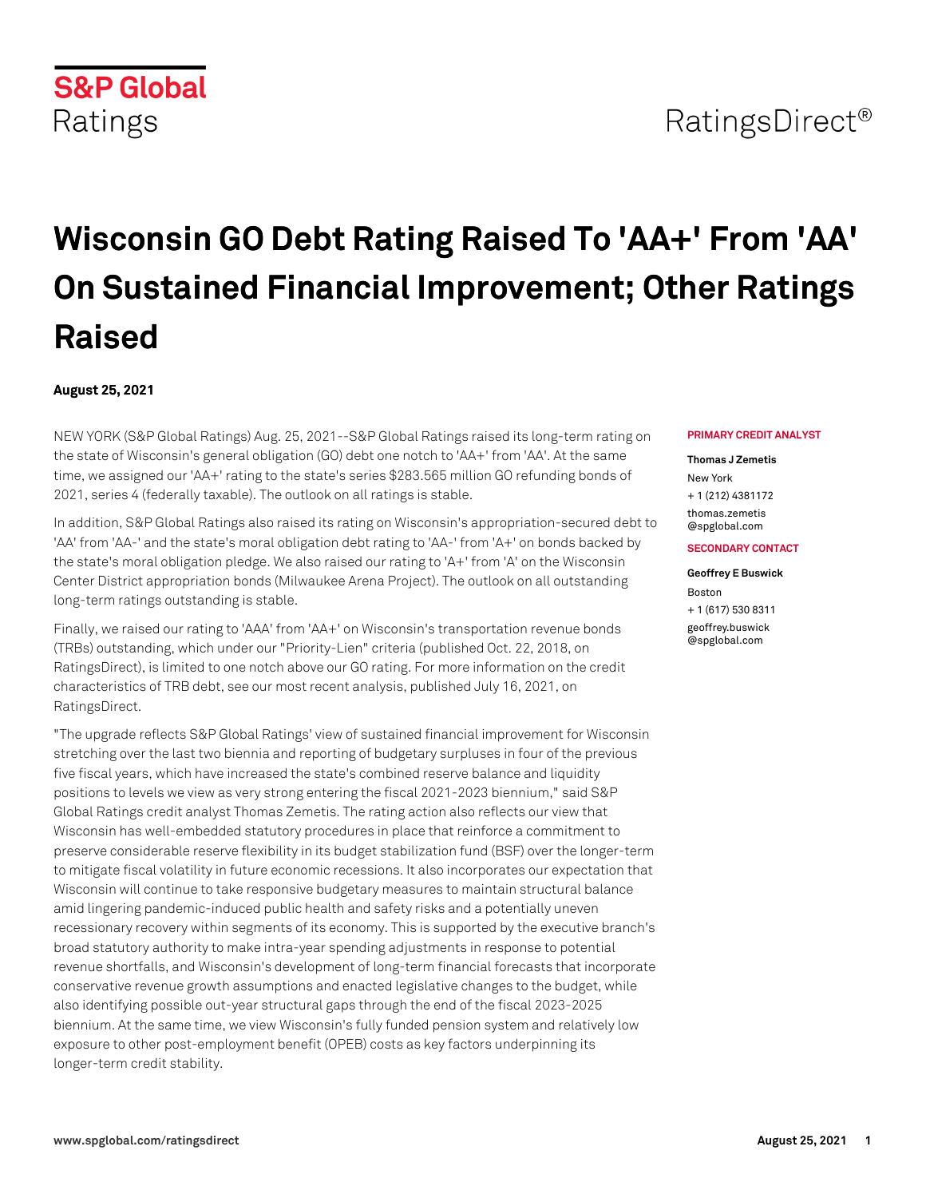S&P Global Ratings

RatingsDirect®

# Wisconsin GO Debt Rating Raised To 'AA+' From 'AA' On Sustained Financial Improvement; Other Ratings Raised

**August 25, 2021**

**PRIMARY CREDIT ANALYST**

**Thomas J Zemetis**
New York
+ 1 (212) 4381172
thomas.zemetis@spglobal.com

**SECONDARY CONTACT**

**Geoffrey E Buswick**
Boston
+ 1 (617) 530 8311
geoffrey.buswick@spglobal.com

NEW YORK (S&P Global Ratings) Aug. 25, 2021--S&P Global Ratings raised its long-term rating on the state of Wisconsin's general obligation (GO) debt one notch to 'AA+' from 'AA'. At the same time, we assigned our 'AA+' rating to the state's series $283.565 million GO refunding bonds of 2021, series 4 (federally taxable). The outlook on all ratings is stable.

In addition, S&P Global Ratings also raised its rating on Wisconsin's appropriation-secured debt to 'AA' from 'AA-' and the state's moral obligation debt rating to 'AA-' from 'A+' on bonds backed by the state's moral obligation pledge. We also raised our rating to 'A+' from 'A' on the Wisconsin Center District appropriation bonds (Milwaukee Arena Project). The outlook on all outstanding long-term ratings outstanding is stable.

Finally, we raised our rating to 'AAA' from 'AA+' on Wisconsin's transportation revenue bonds (TRBs) outstanding, which under our "Priority-Lien" criteria (published Oct. 22, 2018, on RatingsDirect), is limited to one notch above our GO rating. For more information on the credit characteristics of TRB debt, see our most recent analysis, published July 16, 2021, on RatingsDirect.

"The upgrade reflects S&P Global Ratings' view of sustained financial improvement for Wisconsin stretching over the last two biennia and reporting of budgetary surpluses in four of the previous five fiscal years, which have increased the state's combined reserve balance and liquidity positions to levels we view as very strong entering the fiscal 2021-2023 biennium," said S&P Global Ratings credit analyst Thomas Zemetis. The rating action also reflects our view that Wisconsin has well-embedded statutory procedures in place that reinforce a commitment to preserve considerable reserve flexibility in its budget stabilization fund (BSF) over the longer-term to mitigate fiscal volatility in future economic recessions. It also incorporates our expectation that Wisconsin will continue to take responsive budgetary measures to maintain structural balance amid lingering pandemic-induced public health and safety risks and a potentially uneven recessionary recovery within segments of its economy. This is supported by the executive branch's broad statutory authority to make intra-year spending adjustments in response to potential revenue shortfalls, and Wisconsin's development of long-term financial forecasts that incorporate conservative revenue growth assumptions and enacted legislative changes to the budget, while also identifying possible out-year structural gaps through the end of the fiscal 2023-2025 biennium. At the same time, we view Wisconsin's fully funded pension system and relatively low exposure to other post-employment benefit (OPEB) costs as key factors underpinning its longer-term credit stability.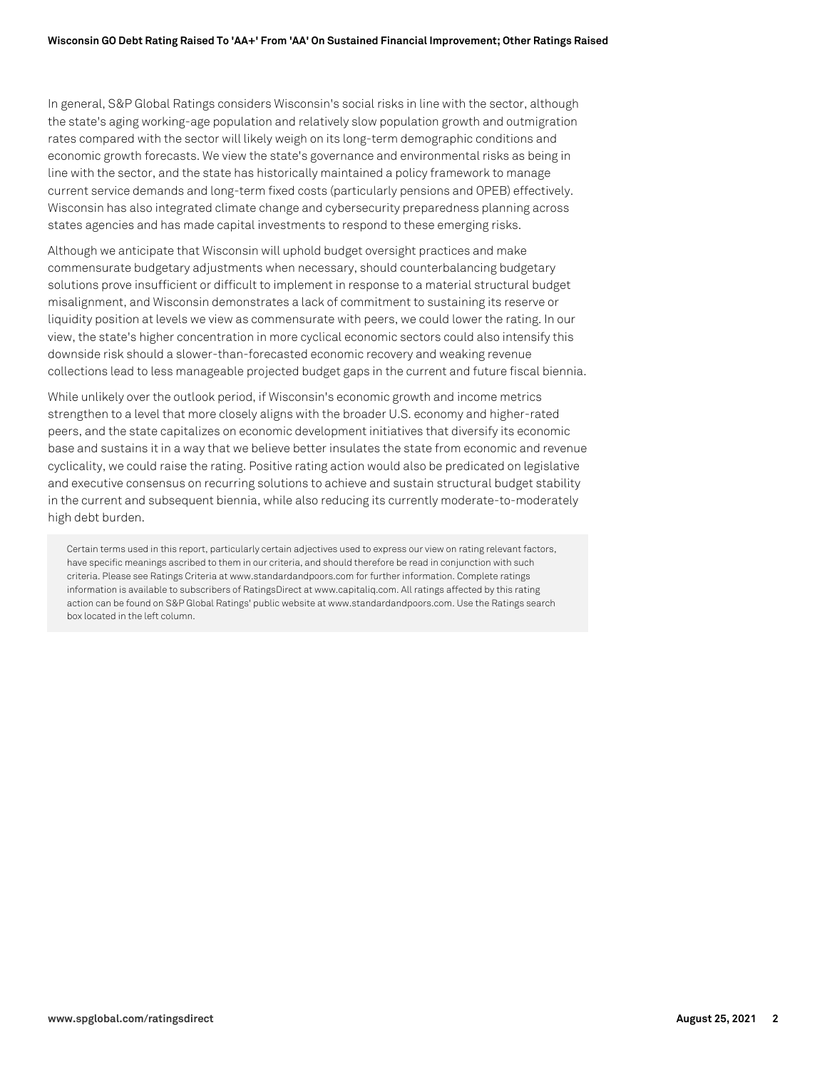In general, S&P Global Ratings considers Wisconsin's social risks in line with the sector, although the state's aging working-age population and relatively slow population growth and outmigration rates compared with the sector will likely weigh on its long-term demographic conditions and economic growth forecasts. We view the state's governance and environmental risks as being in line with the sector, and the state has historically maintained a policy framework to manage current service demands and long-term fixed costs (particularly pensions and OPEB) effectively. Wisconsin has also integrated climate change and cybersecurity preparedness planning across states agencies and has made capital investments to respond to these emerging risks.

Although we anticipate that Wisconsin will uphold budget oversight practices and make commensurate budgetary adjustments when necessary, should counterbalancing budgetary solutions prove insufficient or difficult to implement in response to a material structural budget misalignment, and Wisconsin demonstrates a lack of commitment to sustaining its reserve or liquidity position at levels we view as commensurate with peers, we could lower the rating. In our view, the state's higher concentration in more cyclical economic sectors could also intensify this downside risk should a slower-than-forecasted economic recovery and weaking revenue collections lead to less manageable projected budget gaps in the current and future fiscal biennia.

While unlikely over the outlook period, if Wisconsin's economic growth and income metrics strengthen to a level that more closely aligns with the broader U.S. economy and higher-rated peers, and the state capitalizes on economic development initiatives that diversify its economic base and sustains it in a way that we believe better insulates the state from economic and revenue cyclicality, we could raise the rating. Positive rating action would also be predicated on legislative and executive consensus on recurring solutions to achieve and sustain structural budget stability in the current and subsequent biennia, while also reducing its currently moderate-to-moderately high debt burden.

Certain terms used in this report, particularly certain adjectives used to express our view on rating relevant factors, have specific meanings ascribed to them in our criteria, and should therefore be read in conjunction with such criteria. Please see Ratings Criteria at www.standardandpoors.com for further information. Complete ratings information is available to subscribers of RatingsDirect at www.capitaliq.com. All ratings affected by this rating action can be found on S&P Global Ratings' public website at www.standardandpoors.com. Use the Ratings search box located in the left column.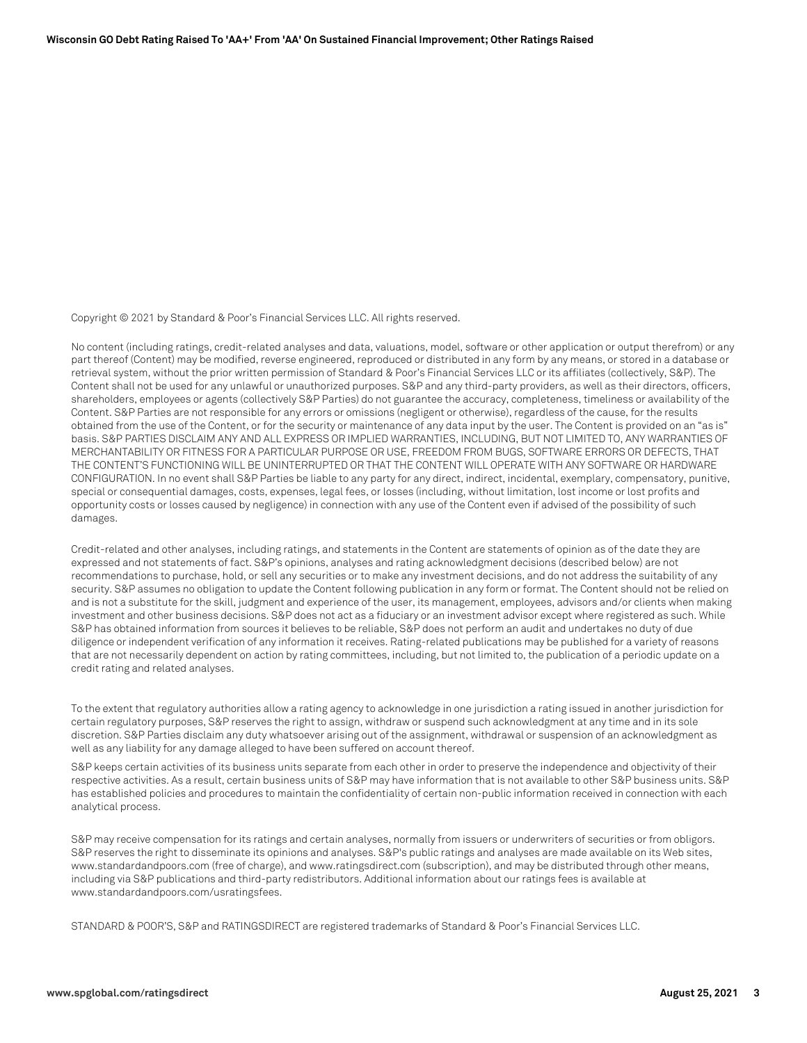Copyright © 2021 by Standard & Poor's Financial Services LLC. All rights reserved.

No content (including ratings, credit-related analyses and data, valuations, model, software or other application or output therefrom) or any part thereof (Content) may be modified, reverse engineered, reproduced or distributed in any form by any means, or stored in a database or retrieval system, without the prior written permission of Standard & Poor's Financial Services LLC or its affiliates (collectively, S&P). The Content shall not be used for any unlawful or unauthorized purposes. S&P and any third-party providers, as well as their directors, officers, shareholders, employees or agents (collectively S&P Parties) do not guarantee the accuracy, completeness, timeliness or availability of the Content. S&P Parties are not responsible for any errors or omissions (negligent or otherwise), regardless of the cause, for the results obtained from the use of the Content, or for the security or maintenance of any data input by the user. The Content is provided on an "as is" basis. S&P PARTIES DISCLAIM ANY AND ALL EXPRESS OR IMPLIED WARRANTIES, INCLUDING, BUT NOT LIMITED TO, ANY WARRANTIES OF MERCHANTABILITY OR FITNESS FOR A PARTICULAR PURPOSE OR USE, FREEDOM FROM BUGS, SOFTWARE ERRORS OR DEFECTS, THAT THE CONTENT'S FUNCTIONING WILL BE UNINTERRUPTED OR THAT THE CONTENT WILL OPERATE WITH ANY SOFTWARE OR HARDWARE CONFIGURATION. In no event shall S&P Parties be liable to any party for any direct, indirect, incidental, exemplary, compensatory, punitive, special or consequential damages, costs, expenses, legal fees, or losses (including, without limitation, lost income or lost profits and opportunity costs or losses caused by negligence) in connection with any use of the Content even if advised of the possibility of such damages.

Credit-related and other analyses, including ratings, and statements in the Content are statements of opinion as of the date they are expressed and not statements of fact. S&P's opinions, analyses and rating acknowledgment decisions (described below) are not recommendations to purchase, hold, or sell any securities or to make any investment decisions, and do not address the suitability of any security. S&P assumes no obligation to update the Content following publication in any form or format. The Content should not be relied on and is not a substitute for the skill, judgment and experience of the user, its management, employees, advisors and/or clients when making investment and other business decisions. S&P does not act as a fiduciary or an investment advisor except where registered as such. While S&P has obtained information from sources it believes to be reliable, S&P does not perform an audit and undertakes no duty of due diligence or independent verification of any information it receives. Rating-related publications may be published for a variety of reasons that are not necessarily dependent on action by rating committees, including, but not limited to, the publication of a periodic update on a credit rating and related analyses.

To the extent that regulatory authorities allow a rating agency to acknowledge in one jurisdiction a rating issued in another jurisdiction for certain regulatory purposes, S&P reserves the right to assign, withdraw or suspend such acknowledgment at any time and in its sole discretion. S&P Parties disclaim any duty whatsoever arising out of the assignment, withdrawal or suspension of an acknowledgment as well as any liability for any damage alleged to have been suffered on account thereof.

S&P keeps certain activities of its business units separate from each other in order to preserve the independence and objectivity of their respective activities. As a result, certain business units of S&P may have information that is not available to other S&P business units. S&P has established policies and procedures to maintain the confidentiality of certain non-public information received in connection with each analytical process.

S&P may receive compensation for its ratings and certain analyses, normally from issuers or underwriters of securities or from obligors. S&P reserves the right to disseminate its opinions and analyses. S&P's public ratings and analyses are made available on its Web sites, www.standardandpoors.com (free of charge), and www.ratingsdirect.com (subscription), and may be distributed through other means, including via S&P publications and third-party redistributors. Additional information about our ratings fees is available at www.standardandpoors.com/usratingsfees.

STANDARD & POOR'S, S&P and RATINGSDIRECT are registered trademarks of Standard & Poor's Financial Services LLC.